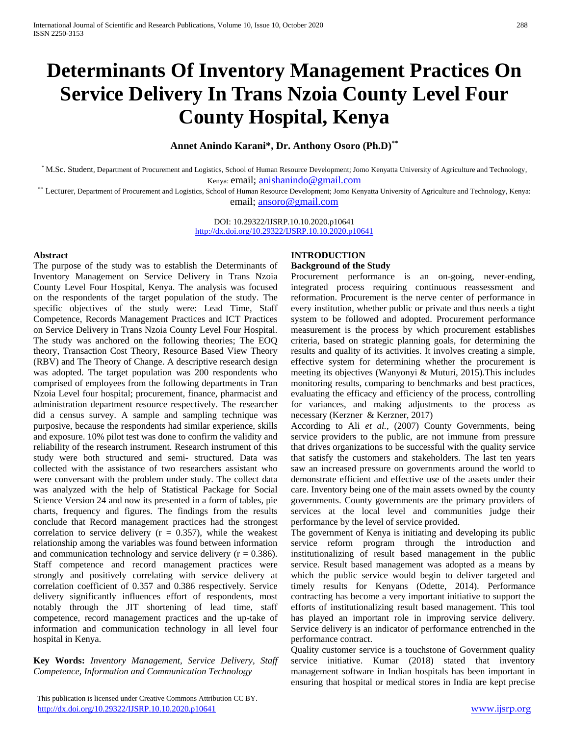# Determinants Of Inventory Management Practices On Service Delivery In Trans Nzoia County Level Four County Hospital, Kenya

**Annet Anindo Karani*, Dr. Anthony Osoro (Ph.D)****

* M.Sc. Student, Department of Procurement and Logistics, School of Human Resource Development; Jomo Kenyatta University of Agriculture and Technology, Kenya: email; anishanindo@gmail.com

** Lecturer, Department of Procurement and Logistics, School of Human Resource Development; Jomo Kenyatta University of Agriculture and Technology, Kenya: email; ansoro@gmail.com

DOI: 10.29322/IJSRP.10.10.2020.p10641
http://dx.doi.org/10.29322/IJSRP.10.10.2020.p10641

**Abstract**

The purpose of the study was to establish the Determinants of Inventory Management on Service Delivery in Trans Nzoia County Level Four Hospital, Kenya. The analysis was focused on the respondents of the target population of the study. The specific objectives of the study were: Lead Time, Staff Competence, Records Management Practices and ICT Practices on Service Delivery in Trans Nzoia County Level Four Hospital. The study was anchored on the following theories; The EOQ theory, Transaction Cost Theory, Resource Based View Theory (RBV) and The Theory of Change. A descriptive research design was adopted. The target population was 200 respondents who comprised of employees from the following departments in Tran Nzoia Level four hospital; procurement, finance, pharmacist and administration department resource respectively. The researcher did a census survey. A sample and sampling technique was purposive, because the respondents had similar experience, skills and exposure. 10% pilot test was done to confirm the validity and reliability of the research instrument. Research instrument of this study were both structured and semi- structured. Data was collected with the assistance of two researchers assistant who were conversant with the problem under study. The collect data was analyzed with the help of Statistical Package for Social Science Version 24 and now its presented in a form of tables, pie charts, frequency and figures. The findings from the results conclude that Record management practices had the strongest correlation to service delivery ($r = 0.357$), while the weakest relationship among the variables was found between information and communication technology and service delivery ($r = 0.386$). Staff competence and record management practices were strongly and positively correlating with service delivery at correlation coefficient of 0.357 and 0.386 respectively. Service delivery significantly influences effort of respondents, most notably through the JIT shortening of lead time, staff competence, record management practices and the up-take of information and communication technology in all level four hospital in Kenya.

**Key Words:** *Inventory Management, Service Delivery, Staff Competence, Information and Communication Technology*

## INTRODUCTION

### Background of the Study

Procurement performance is an on-going, never-ending, integrated process requiring continuous reassessment and reformation. Procurement is the nerve center of performance in every institution, whether public or private and thus needs a tight system to be followed and adopted. Procurement performance measurement is the process by which procurement establishes criteria, based on strategic planning goals, for determining the results and quality of its activities. It involves creating a simple, effective system for determining whether the procurement is meeting its objectives (Wanyonyi & Muturi, 2015).This includes monitoring results, comparing to benchmarks and best practices, evaluating the efficacy and efficiency of the process, controlling for variances, and making adjustments to the process as necessary (Kerzner & Kerzner, 2017)

According to Ali *et al.,* (2007) County Governments, being service providers to the public, are not immune from pressure that drives organizations to be successful with the quality service that satisfy the customers and stakeholders. The last ten years saw an increased pressure on governments around the world to demonstrate efficient and effective use of the assets under their care. Inventory being one of the main assets owned by the county governments. County governments are the primary providers of services at the local level and communities judge their performance by the level of service provided.

The government of Kenya is initiating and developing its public service reform program through the introduction and institutionalizing of result based management in the public service. Result based management was adopted as a means by which the public service would begin to deliver targeted and timely results for Kenyans (Odette, 2014). Performance contracting has become a very important initiative to support the efforts of institutionalizing result based management. This tool has played an important role in improving service delivery. Service delivery is an indicator of performance entrenched in the performance contract.

Quality customer service is a touchstone of Government quality service initiative. Kumar (2018) stated that inventory management software in Indian hospitals has been important in ensuring that hospital or medical stores in India are kept precise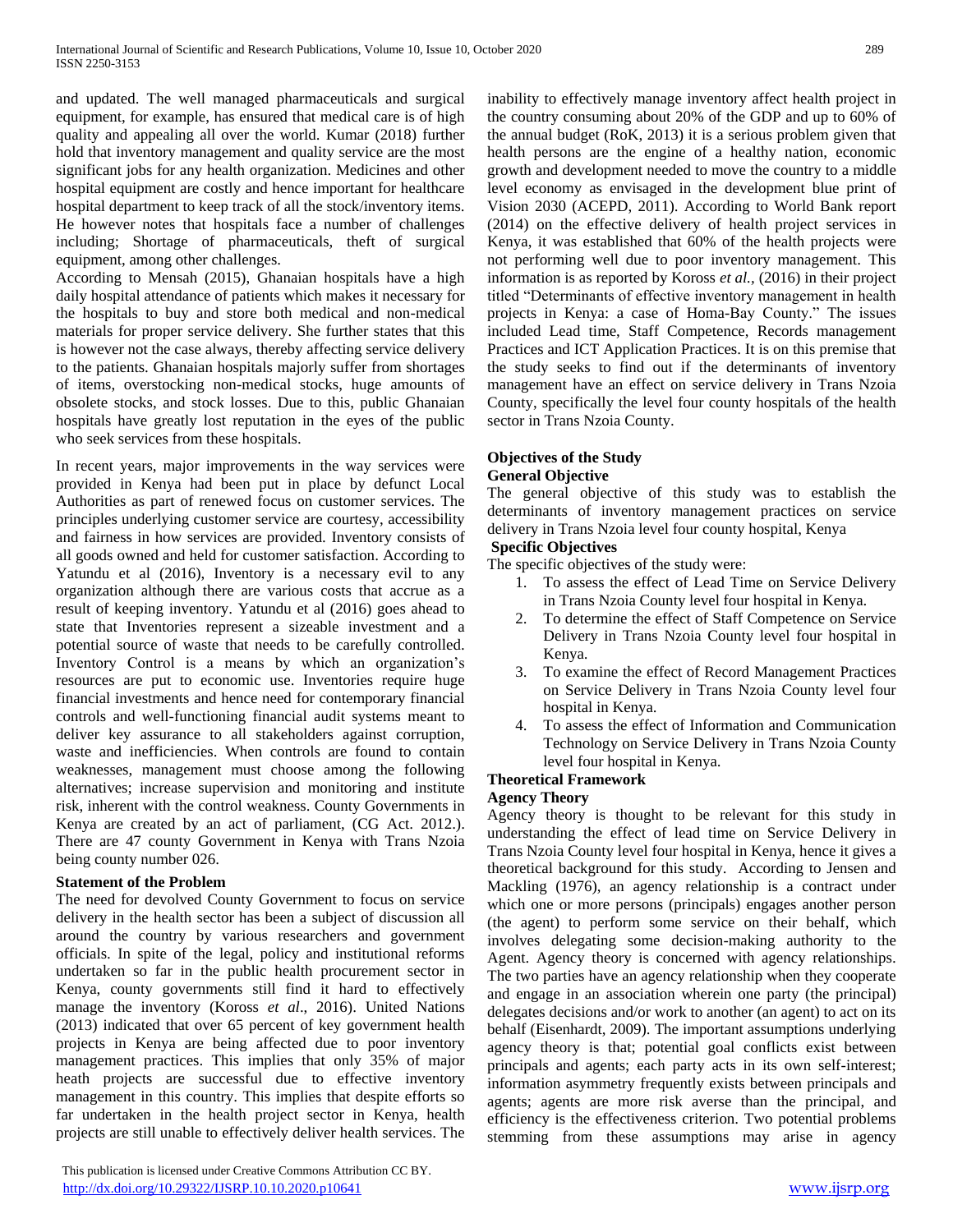and updated. The well managed pharmaceuticals and surgical equipment, for example, has ensured that medical care is of high quality and appealing all over the world. Kumar (2018) further hold that inventory management and quality service are the most significant jobs for any health organization. Medicines and other hospital equipment are costly and hence important for healthcare hospital department to keep track of all the stock/inventory items. He however notes that hospitals face a number of challenges including; Shortage of pharmaceuticals, theft of surgical equipment, among other challenges.

According to Mensah (2015), Ghanaian hospitals have a high daily hospital attendance of patients which makes it necessary for the hospitals to buy and store both medical and non-medical materials for proper service delivery. She further states that this is however not the case always, thereby affecting service delivery to the patients. Ghanaian hospitals majorly suffer from shortages of items, overstocking non-medical stocks, huge amounts of obsolete stocks, and stock losses. Due to this, public Ghanaian hospitals have greatly lost reputation in the eyes of the public who seek services from these hospitals.

In recent years, major improvements in the way services were provided in Kenya had been put in place by defunct Local Authorities as part of renewed focus on customer services. The principles underlying customer service are courtesy, accessibility and fairness in how services are provided. Inventory consists of all goods owned and held for customer satisfaction. According to Yatundu et al (2016), Inventory is a necessary evil to any organization although there are various costs that accrue as a result of keeping inventory. Yatundu et al (2016) goes ahead to state that Inventories represent a sizeable investment and a potential source of waste that needs to be carefully controlled. Inventory Control is a means by which an organization's resources are put to economic use. Inventories require huge financial investments and hence need for contemporary financial controls and well-functioning financial audit systems meant to deliver key assurance to all stakeholders against corruption, waste and inefficiencies. When controls are found to contain weaknesses, management must choose among the following alternatives; increase supervision and monitoring and institute risk, inherent with the control weakness. County Governments in Kenya are created by an act of parliament, (CG Act. 2012.). There are 47 county Government in Kenya with Trans Nzoia being county number 026.

### Statement of the Problem

The need for devolved County Government to focus on service delivery in the health sector has been a subject of discussion all around the country by various researchers and government officials. In spite of the legal, policy and institutional reforms undertaken so far in the public health procurement sector in Kenya, county governments still find it hard to effectively manage the inventory (Koross *et al*., 2016). United Nations (2013) indicated that over 65 percent of key government health projects in Kenya are being affected due to poor inventory management practices. This implies that only 35% of major heath projects are successful due to effective inventory management in this country. This implies that despite efforts so far undertaken in the health project sector in Kenya, health projects are still unable to effectively deliver health services. The inability to effectively manage inventory affect health project in the country consuming about 20% of the GDP and up to 60% of the annual budget (RoK, 2013) it is a serious problem given that health persons are the engine of a healthy nation, economic growth and development needed to move the country to a middle level economy as envisaged in the development blue print of Vision 2030 (ACEPD, 2011). According to World Bank report (2014) on the effective delivery of health project services in Kenya, it was established that 60% of the health projects were not performing well due to poor inventory management. This information is as reported by Koross *et al.,* (2016) in their project titled "Determinants of effective inventory management in health projects in Kenya: a case of Homa-Bay County." The issues included Lead time, Staff Competence, Records management Practices and ICT Application Practices. It is on this premise that the study seeks to find out if the determinants of inventory management have an effect on service delivery in Trans Nzoia County, specifically the level four county hospitals of the health sector in Trans Nzoia County.

### Objectives of the Study

#### General Objective

The general objective of this study was to establish the determinants of inventory management practices on service delivery in Trans Nzoia level four county hospital, Kenya

#### Specific Objectives

The specific objectives of the study were:

1. To assess the effect of Lead Time on Service Delivery in Trans Nzoia County level four hospital in Kenya.
2. To determine the effect of Staff Competence on Service Delivery in Trans Nzoia County level four hospital in Kenya.
3. To examine the effect of Record Management Practices on Service Delivery in Trans Nzoia County level four hospital in Kenya.
4. To assess the effect of Information and Communication Technology on Service Delivery in Trans Nzoia County level four hospital in Kenya.

### Theoretical Framework

#### Agency Theory

Agency theory is thought to be relevant for this study in understanding the effect of lead time on Service Delivery in Trans Nzoia County level four hospital in Kenya, hence it gives a theoretical background for this study. According to Jensen and Mackling (1976), an agency relationship is a contract under which one or more persons (principals) engages another person (the agent) to perform some service on their behalf, which involves delegating some decision-making authority to the Agent. Agency theory is concerned with agency relationships. The two parties have an agency relationship when they cooperate and engage in an association wherein one party (the principal) delegates decisions and/or work to another (an agent) to act on its behalf (Eisenhardt, 2009). The important assumptions underlying agency theory is that; potential goal conflicts exist between principals and agents; each party acts in its own self-interest; information asymmetry frequently exists between principals and agents; agents are more risk averse than the principal, and efficiency is the effectiveness criterion. Two potential problems stemming from these assumptions may arise in agency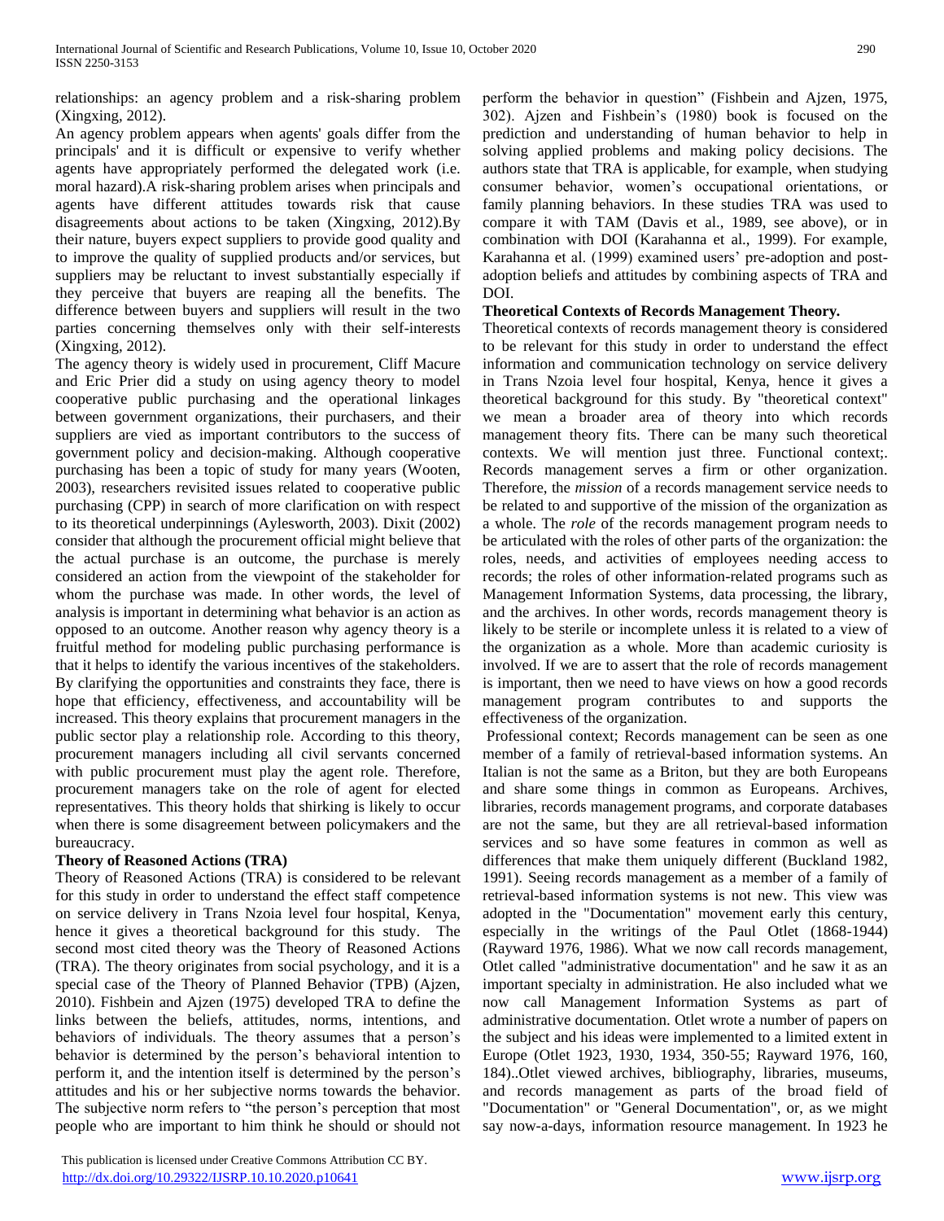relationships: an agency problem and a risk-sharing problem (Xingxing, 2012).

An agency problem appears when agents' goals differ from the principals' and it is difficult or expensive to verify whether agents have appropriately performed the delegated work (i.e. moral hazard).A risk-sharing problem arises when principals and agents have different attitudes towards risk that cause disagreements about actions to be taken (Xingxing, 2012).By their nature, buyers expect suppliers to provide good quality and to improve the quality of supplied products and/or services, but suppliers may be reluctant to invest substantially especially if they perceive that buyers are reaping all the benefits. The difference between buyers and suppliers will result in the two parties concerning themselves only with their self-interests (Xingxing, 2012).

The agency theory is widely used in procurement, Cliff Macure and Eric Prier did a study on using agency theory to model cooperative public purchasing and the operational linkages between government organizations, their purchasers, and their suppliers are vied as important contributors to the success of government policy and decision-making. Although cooperative purchasing has been a topic of study for many years (Wooten, 2003), researchers revisited issues related to cooperative public purchasing (CPP) in search of more clarification on with respect to its theoretical underpinnings (Aylesworth, 2003). Dixit (2002) consider that although the procurement official might believe that the actual purchase is an outcome, the purchase is merely considered an action from the viewpoint of the stakeholder for whom the purchase was made. In other words, the level of analysis is important in determining what behavior is an action as opposed to an outcome. Another reason why agency theory is a fruitful method for modeling public purchasing performance is that it helps to identify the various incentives of the stakeholders. By clarifying the opportunities and constraints they face, there is hope that efficiency, effectiveness, and accountability will be increased. This theory explains that procurement managers in the public sector play a relationship role. According to this theory, procurement managers including all civil servants concerned with public procurement must play the agent role. Therefore, procurement managers take on the role of agent for elected representatives. This theory holds that shirking is likely to occur when there is some disagreement between policymakers and the bureaucracy.

**Theory of Reasoned Actions (TRA)**

Theory of Reasoned Actions (TRA) is considered to be relevant for this study in order to understand the effect staff competence on service delivery in Trans Nzoia level four hospital, Kenya, hence it gives a theoretical background for this study. The second most cited theory was the Theory of Reasoned Actions (TRA). The theory originates from social psychology, and it is a special case of the Theory of Planned Behavior (TPB) (Ajzen, 2010). Fishbein and Ajzen (1975) developed TRA to define the links between the beliefs, attitudes, norms, intentions, and behaviors of individuals. The theory assumes that a person's behavior is determined by the person's behavioral intention to perform it, and the intention itself is determined by the person's attitudes and his or her subjective norms towards the behavior. The subjective norm refers to "the person's perception that most people who are important to him think he should or should not perform the behavior in question" (Fishbein and Ajzen, 1975, 302). Ajzen and Fishbein's (1980) book is focused on the prediction and understanding of human behavior to help in solving applied problems and making policy decisions. The authors state that TRA is applicable, for example, when studying consumer behavior, women's occupational orientations, or family planning behaviors. In these studies TRA was used to compare it with TAM (Davis et al., 1989, see above), or in combination with DOI (Karahanna et al., 1999). For example, Karahanna et al. (1999) examined users' pre-adoption and post-adoption beliefs and attitudes by combining aspects of TRA and DOI.

**Theoretical Contexts of Records Management Theory.**

Theoretical contexts of records management theory is considered to be relevant for this study in order to understand the effect information and communication technology on service delivery in Trans Nzoia level four hospital, Kenya, hence it gives a theoretical background for this study. By "theoretical context" we mean a broader area of theory into which records management theory fits. There can be many such theoretical contexts. We will mention just three. Functional context;. Records management serves a firm or other organization. Therefore, the *mission* of a records management service needs to be related to and supportive of the mission of the organization as a whole. The *role* of the records management program needs to be articulated with the roles of other parts of the organization: the roles, needs, and activities of employees needing access to records; the roles of other information-related programs such as Management Information Systems, data processing, the library, and the archives. In other words, records management theory is likely to be sterile or incomplete unless it is related to a view of the organization as a whole. More than academic curiosity is involved. If we are to assert that the role of records management is important, then we need to have views on how a good records management program contributes to and supports the effectiveness of the organization.

Professional context; Records management can be seen as one member of a family of retrieval-based information systems. An Italian is not the same as a Briton, but they are both Europeans and share some things in common as Europeans. Archives, libraries, records management programs, and corporate databases are not the same, but they are all retrieval-based information services and so have some features in common as well as differences that make them uniquely different (Buckland 1982, 1991). Seeing records management as a member of a family of retrieval-based information systems is not new. This view was adopted in the "Documentation" movement early this century, especially in the writings of the Paul Otlet (1868-1944) (Rayward 1976, 1986). What we now call records management, Otlet called "administrative documentation" and he saw it as an important specialty in administration. He also included what we now call Management Information Systems as part of administrative documentation. Otlet wrote a number of papers on the subject and his ideas were implemented to a limited extent in Europe (Otlet 1923, 1930, 1934, 350-55; Rayward 1976, 160, 184)..Otlet viewed archives, bibliography, libraries, museums, and records management as parts of the broad field of "Documentation" or "General Documentation", or, as we might say now-a-days, information resource management. In 1923 he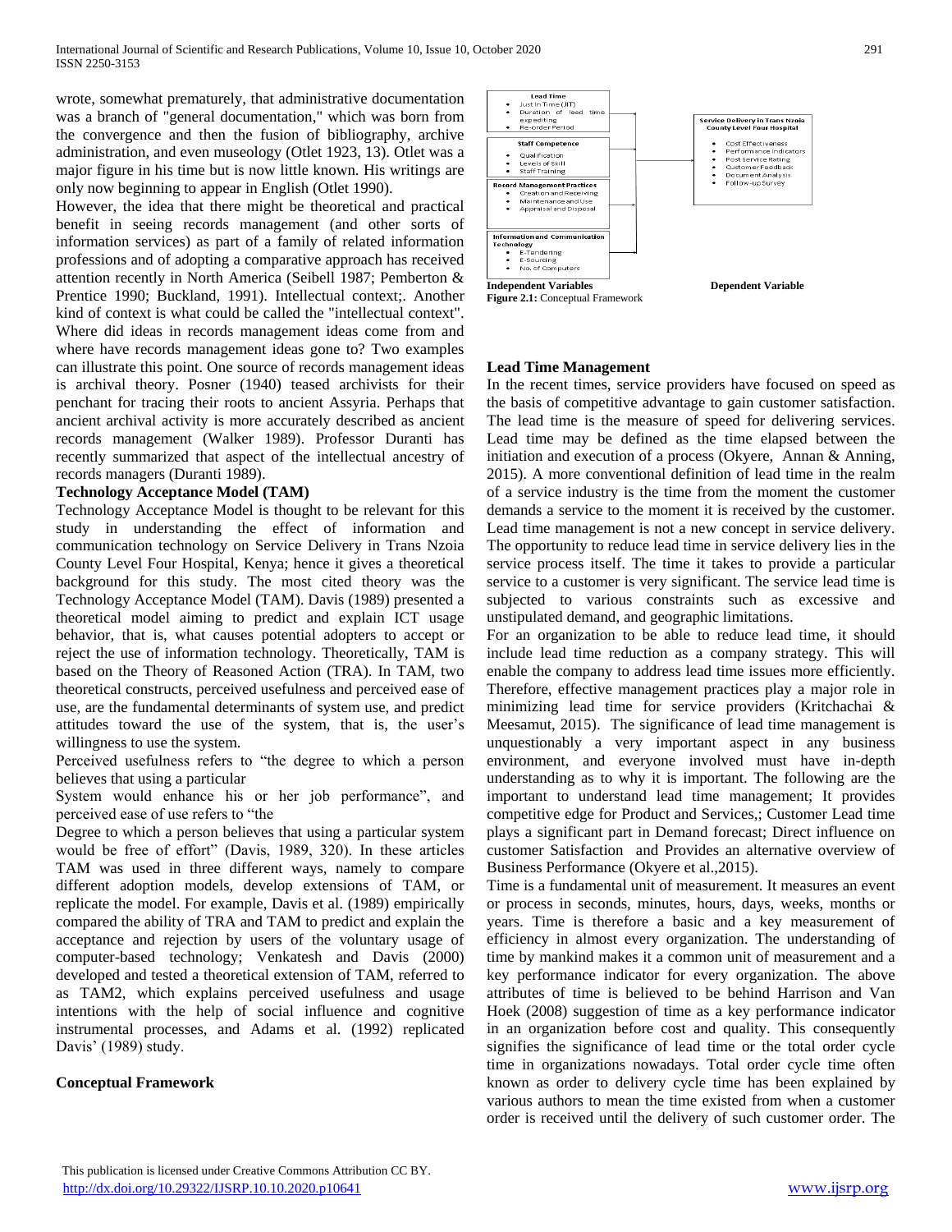wrote, somewhat prematurely, that administrative documentation was a branch of "general documentation," which was born from the convergence and then the fusion of bibliography, archive administration, and even museology (Otlet 1923, 13). Otlet was a major figure in his time but is now little known. His writings are only now beginning to appear in English (Otlet 1990).

However, the idea that there might be theoretical and practical benefit in seeing records management (and other sorts of information services) as part of a family of related information professions and of adopting a comparative approach has received attention recently in North America (Seibell 1987; Pemberton & Prentice 1990; Buckland, 1991). Intellectual context;. Another kind of context is what could be called the "intellectual context". Where did ideas in records management ideas come from and where have records management ideas gone to? Two examples can illustrate this point. One source of records management ideas is archival theory. Posner (1940) teased archivists for their penchant for tracing their roots to ancient Assyria. Perhaps that ancient archival activity is more accurately described as ancient records management (Walker 1989). Professor Duranti has recently summarized that aspect of the intellectual ancestry of records managers (Duranti 1989).

**Technology Acceptance Model (TAM)**

Technology Acceptance Model is thought to be relevant for this study in understanding the effect of information and communication technology on Service Delivery in Trans Nzoia County Level Four Hospital, Kenya; hence it gives a theoretical background for this study. The most cited theory was the Technology Acceptance Model (TAM). Davis (1989) presented a theoretical model aiming to predict and explain ICT usage behavior, that is, what causes potential adopters to accept or reject the use of information technology. Theoretically, TAM is based on the Theory of Reasoned Action (TRA). In TAM, two theoretical constructs, perceived usefulness and perceived ease of use, are the fundamental determinants of system use, and predict attitudes toward the use of the system, that is, the user's willingness to use the system.

Perceived usefulness refers to "the degree to which a person believes that using a particular

System would enhance his or her job performance", and perceived ease of use refers to "the

Degree to which a person believes that using a particular system would be free of effort" (Davis, 1989, 320). In these articles TAM was used in three different ways, namely to compare different adoption models, develop extensions of TAM, or replicate the model. For example, Davis et al. (1989) empirically compared the ability of TRA and TAM to predict and explain the acceptance and rejection by users of the voluntary usage of computer-based technology; Venkatesh and Davis (2000) developed and tested a theoretical extension of TAM, referred to as TAM2, which explains perceived usefulness and usage intentions with the help of social influence and cognitive instrumental processes, and Adams et al. (1992) replicated Davis' (1989) study.

**Conceptual Framework**

**Lead Time**
- Just in Time (JIT)
- Duration of lead time expediting
- Re-order Period

**Staff Competence**
- Qualification
- Levels of Skill
- Staff Training

**Record Management Practices**
- Creation and Receiving
- Maintenance and Use
- Appraisal and Disposal

**Information and Communication Technology**
- E-Tendering
- E-Sourcing
- No. of Computers

**Service Delivery in Trans Nzoia County Level Four Hospital**
- Cost Effectiveness
- Performance Indicators
- Post Service Rating
- Customer Feedback
- Document Analysis
- Follow-up Survey

**Independent Variables** **Dependent Variable**

**Figure 2.1:** Conceptual Framework

**Lead Time Management**

In the recent times, service providers have focused on speed as the basis of competitive advantage to gain customer satisfaction. The lead time is the measure of speed for delivering services. Lead time may be defined as the time elapsed between the initiation and execution of a process (Okyere, Annan & Anning, 2015). A more conventional definition of lead time in the realm of a service industry is the time from the moment the customer demands a service to the moment it is received by the customer. Lead time management is not a new concept in service delivery. The opportunity to reduce lead time in service delivery lies in the service process itself. The time it takes to provide a particular service to a customer is very significant. The service lead time is subjected to various constraints such as excessive and unstipulated demand, and geographic limitations.

For an organization to be able to reduce lead time, it should include lead time reduction as a company strategy. This will enable the company to address lead time issues more efficiently. Therefore, effective management practices play a major role in minimizing lead time for service providers (Kritchachai & Meesamut, 2015). The significance of lead time management is unquestionably a very important aspect in any business environment, and everyone involved must have in-depth understanding as to why it is important. The following are the important to understand lead time management; It provides competitive edge for Product and Services,; Customer Lead time plays a significant part in Demand forecast; Direct influence on customer Satisfaction and Provides an alternative overview of Business Performance (Okyere et al.,2015).

Time is a fundamental unit of measurement. It measures an event or process in seconds, minutes, hours, days, weeks, months or years. Time is therefore a basic and a key measurement of efficiency in almost every organization. The understanding of time by mankind makes it a common unit of measurement and a key performance indicator for every organization. The above attributes of time is believed to be behind Harrison and Van Hoek (2008) suggestion of time as a key performance indicator in an organization before cost and quality. This consequently signifies the significance of lead time or the total order cycle time in organizations nowadays. Total order cycle time often known as order to delivery cycle time has been explained by various authors to mean the time existed from when a customer order is received until the delivery of such customer order. The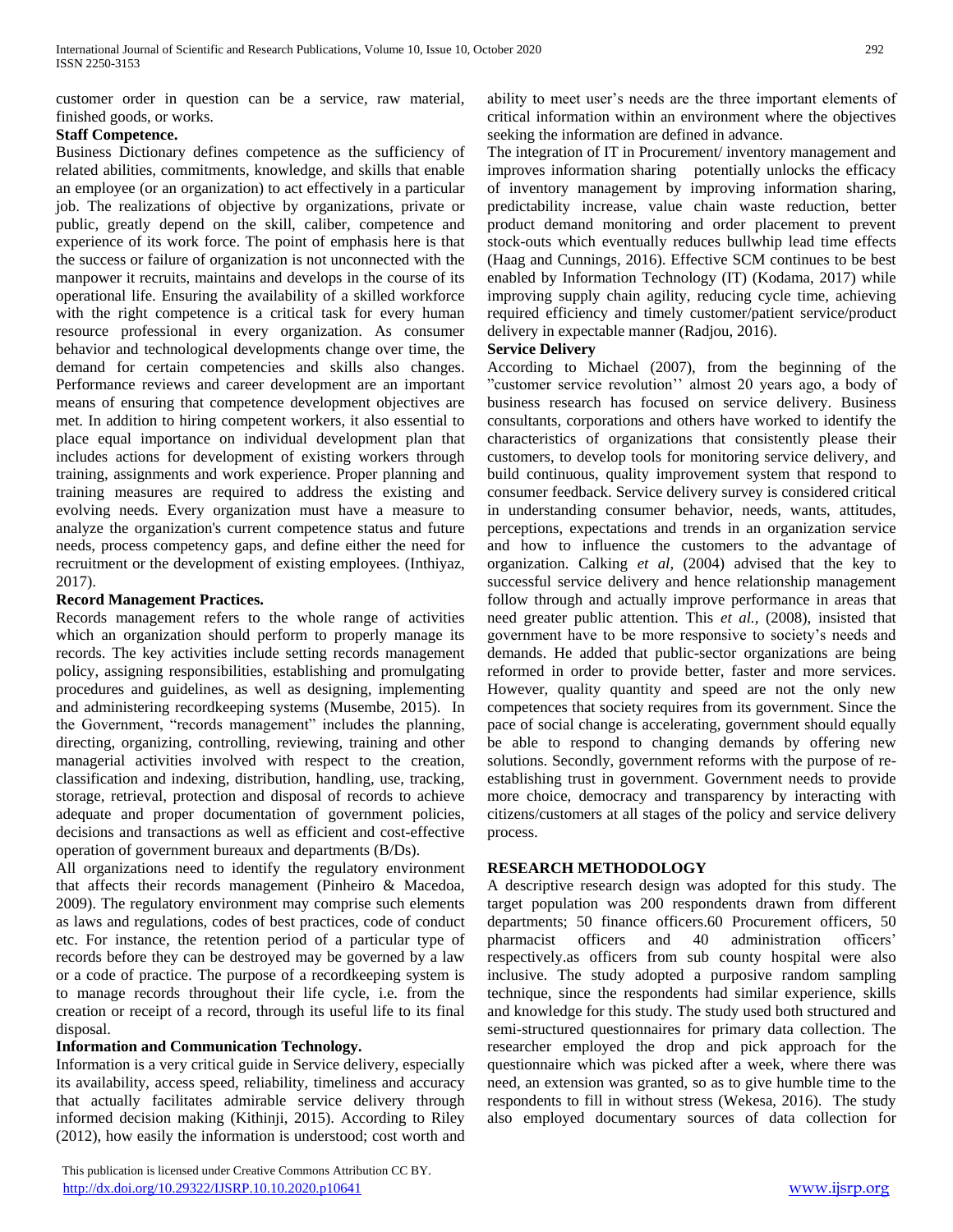customer order in question can be a service, raw material, finished goods, or works.

**Staff Competence.**

Business Dictionary defines competence as the sufficiency of related abilities, commitments, knowledge, and skills that enable an employee (or an organization) to act effectively in a particular job. The realizations of objective by organizations, private or public, greatly depend on the skill, caliber, competence and experience of its work force. The point of emphasis here is that the success or failure of organization is not unconnected with the manpower it recruits, maintains and develops in the course of its operational life. Ensuring the availability of a skilled workforce with the right competence is a critical task for every human resource professional in every organization. As consumer behavior and technological developments change over time, the demand for certain competencies and skills also changes. Performance reviews and career development are an important means of ensuring that competence development objectives are met. In addition to hiring competent workers, it also essential to place equal importance on individual development plan that includes actions for development of existing workers through training, assignments and work experience. Proper planning and training measures are required to address the existing and evolving needs. Every organization must have a measure to analyze the organization's current competence status and future needs, process competency gaps, and define either the need for recruitment or the development of existing employees. (Inthiyaz, 2017).

**Record Management Practices.**

Records management refers to the whole range of activities which an organization should perform to properly manage its records. The key activities include setting records management policy, assigning responsibilities, establishing and promulgating procedures and guidelines, as well as designing, implementing and administering recordkeeping systems (Musembe, 2015). In the Government, "records management" includes the planning, directing, organizing, controlling, reviewing, training and other managerial activities involved with respect to the creation, classification and indexing, distribution, handling, use, tracking, storage, retrieval, protection and disposal of records to achieve adequate and proper documentation of government policies, decisions and transactions as well as efficient and cost-effective operation of government bureaux and departments (B/Ds).

All organizations need to identify the regulatory environment that affects their records management (Pinheiro & Macedoa, 2009). The regulatory environment may comprise such elements as laws and regulations, codes of best practices, code of conduct etc. For instance, the retention period of a particular type of records before they can be destroyed may be governed by a law or a code of practice. The purpose of a recordkeeping system is to manage records throughout their life cycle, i.e. from the creation or receipt of a record, through its useful life to its final disposal.

**Information and Communication Technology.**

Information is a very critical guide in Service delivery, especially its availability, access speed, reliability, timeliness and accuracy that actually facilitates admirable service delivery through informed decision making (Kithinji, 2015). According to Riley (2012), how easily the information is understood; cost worth and ability to meet user's needs are the three important elements of critical information within an environment where the objectives seeking the information are defined in advance.

The integration of IT in Procurement/ inventory management and improves information sharing potentially unlocks the efficacy of inventory management by improving information sharing, predictability increase, value chain waste reduction, better product demand monitoring and order placement to prevent stock-outs which eventually reduces bullwhip lead time effects (Haag and Cunnings, 2016). Effective SCM continues to be best enabled by Information Technology (IT) (Kodama, 2017) while improving supply chain agility, reducing cycle time, achieving required efficiency and timely customer/patient service/product delivery in expectable manner (Radjou, 2016).

**Service Delivery**

According to Michael (2007), from the beginning of the "customer service revolution'' almost 20 years ago, a body of business research has focused on service delivery. Business consultants, corporations and others have worked to identify the characteristics of organizations that consistently please their customers, to develop tools for monitoring service delivery, and build continuous, quality improvement system that respond to consumer feedback. Service delivery survey is considered critical in understanding consumer behavior, needs, wants, attitudes, perceptions, expectations and trends in an organization service and how to influence the customers to the advantage of organization. Calking *et al,* (2004) advised that the key to successful service delivery and hence relationship management follow through and actually improve performance in areas that need greater public attention. This *et al.,* (2008), insisted that government have to be more responsive to society's needs and demands. He added that public-sector organizations are being reformed in order to provide better, faster and more services. However, quality quantity and speed are not the only new competences that society requires from its government. Since the pace of social change is accelerating, government should equally be able to respond to changing demands by offering new solutions. Secondly, government reforms with the purpose of re-establishing trust in government. Government needs to provide more choice, democracy and transparency by interacting with citizens/customers at all stages of the policy and service delivery process.

## RESEARCH METHODOLOGY

A descriptive research design was adopted for this study. The target population was 200 respondents drawn from different departments; 50 finance officers.60 Procurement officers, 50 pharmacist officers and 40 administration officers' respectively.as officers from sub county hospital were also inclusive. The study adopted a purposive random sampling technique, since the respondents had similar experience, skills and knowledge for this study. The study used both structured and semi-structured questionnaires for primary data collection. The researcher employed the drop and pick approach for the questionnaire which was picked after a week, where there was need, an extension was granted, so as to give humble time to the respondents to fill in without stress (Wekesa, 2016). The study also employed documentary sources of data collection for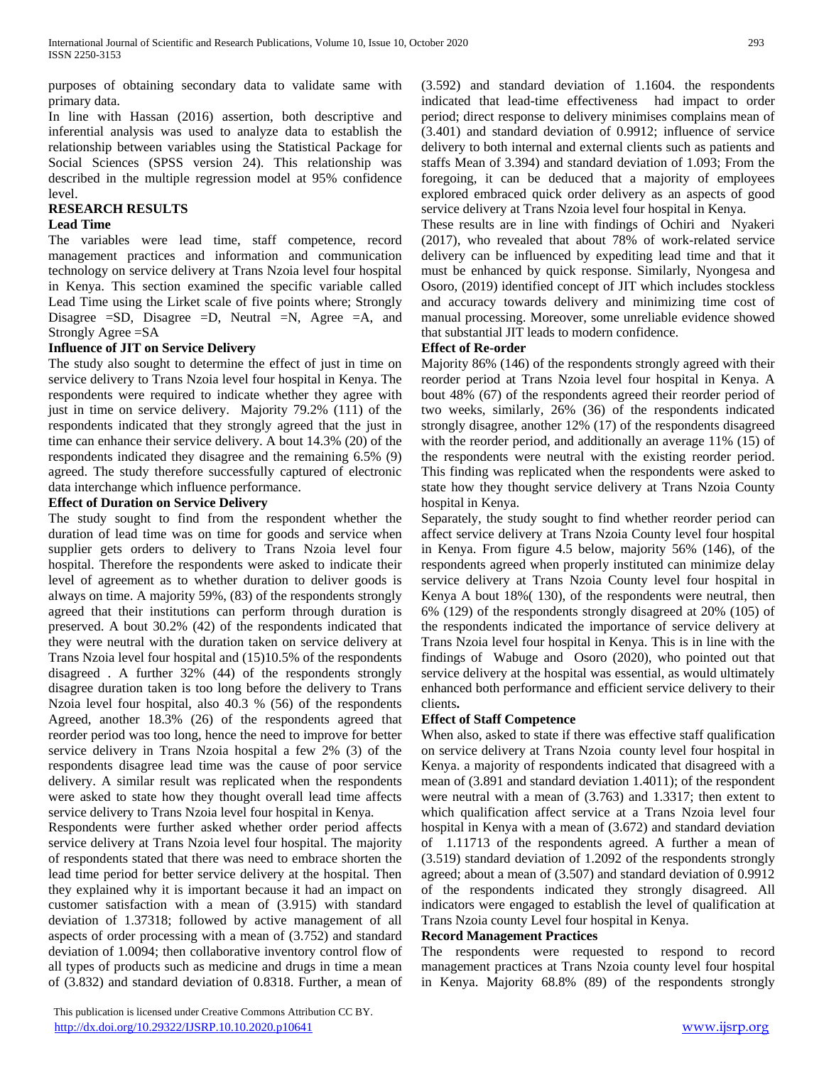purposes of obtaining secondary data to validate same with primary data.

In line with Hassan (2016) assertion, both descriptive and inferential analysis was used to analyze data to establish the relationship between variables using the Statistical Package for Social Sciences (SPSS version 24). This relationship was described in the multiple regression model at 95% confidence level.

## RESEARCH RESULTS

### Lead Time

The variables were lead time, staff competence, record management practices and information and communication technology on service delivery at Trans Nzoia level four hospital in Kenya. This section examined the specific variable called Lead Time using the Lirket scale of five points where; Strongly Disagree =SD, Disagree =D, Neutral =N, Agree =A, and Strongly Agree =SA

### Influence of JIT on Service Delivery

The study also sought to determine the effect of just in time on service delivery to Trans Nzoia level four hospital in Kenya. The respondents were required to indicate whether they agree with just in time on service delivery. Majority 79.2% (111) of the respondents indicated that they strongly agreed that the just in time can enhance their service delivery. A bout 14.3% (20) of the respondents indicated they disagree and the remaining 6.5% (9) agreed. The study therefore successfully captured of electronic data interchange which influence performance.

### Effect of Duration on Service Delivery

The study sought to find from the respondent whether the duration of lead time was on time for goods and service when supplier gets orders to delivery to Trans Nzoia level four hospital. Therefore the respondents were asked to indicate their level of agreement as to whether duration to deliver goods is always on time. A majority 59%, (83) of the respondents strongly agreed that their institutions can perform through duration is preserved. A bout 30.2% (42) of the respondents indicated that they were neutral with the duration taken on service delivery at Trans Nzoia level four hospital and (15)10.5% of the respondents disagreed . A further 32% (44) of the respondents strongly disagree duration taken is too long before the delivery to Trans Nzoia level four hospital, also 40.3 % (56) of the respondents Agreed, another 18.3% (26) of the respondents agreed that reorder period was too long, hence the need to improve for better service delivery in Trans Nzoia hospital a few 2% (3) of the respondents disagree lead time was the cause of poor service delivery. A similar result was replicated when the respondents were asked to state how they thought overall lead time affects service delivery to Trans Nzoia level four hospital in Kenya.

Respondents were further asked whether order period affects service delivery at Trans Nzoia level four hospital. The majority of respondents stated that there was need to embrace shorten the lead time period for better service delivery at the hospital. Then they explained why it is important because it had an impact on customer satisfaction with a mean of (3.915) with standard deviation of 1.37318; followed by active management of all aspects of order processing with a mean of (3.752) and standard deviation of 1.0094; then collaborative inventory control flow of all types of products such as medicine and drugs in time a mean of (3.832) and standard deviation of 0.8318. Further, a mean of (3.592) and standard deviation of 1.1604. the respondents indicated that lead-time effectiveness had impact to order period; direct response to delivery minimises complains mean of (3.401) and standard deviation of 0.9912; influence of service delivery to both internal and external clients such as patients and staffs Mean of 3.394) and standard deviation of 1.093; From the foregoing, it can be deduced that a majority of employees explored embraced quick order delivery as an aspects of good service delivery at Trans Nzoia level four hospital in Kenya.

These results are in line with findings of Ochiri and Nyakeri (2017), who revealed that about 78% of work-related service delivery can be influenced by expediting lead time and that it must be enhanced by quick response. Similarly, Nyongesa and Osoro, (2019) identified concept of JIT which includes stockless and accuracy towards delivery and minimizing time cost of manual processing. Moreover, some unreliable evidence showed that substantial JIT leads to modern confidence.

### Effect of Re-order

Majority 86% (146) of the respondents strongly agreed with their reorder period at Trans Nzoia level four hospital in Kenya. A bout 48% (67) of the respondents agreed their reorder period of two weeks, similarly, 26% (36) of the respondents indicated strongly disagree, another 12% (17) of the respondents disagreed with the reorder period, and additionally an average 11% (15) of the respondents were neutral with the existing reorder period. This finding was replicated when the respondents were asked to state how they thought service delivery at Trans Nzoia County hospital in Kenya.

Separately, the study sought to find whether reorder period can affect service delivery at Trans Nzoia County level four hospital in Kenya. From figure 4.5 below, majority 56% (146), of the respondents agreed when properly instituted can minimize delay service delivery at Trans Nzoia County level four hospital in Kenya A bout 18%( 130), of the respondents were neutral, then 6% (129) of the respondents strongly disagreed at 20% (105) of the respondents indicated the importance of service delivery at Trans Nzoia level four hospital in Kenya. This is in line with the findings of Wabuge and Osoro (2020), who pointed out that service delivery at the hospital was essential, as would ultimately enhanced both performance and efficient service delivery to their clients**.**

### Effect of Staff Competence

When also, asked to state if there was effective staff qualification on service delivery at Trans Nzoia county level four hospital in Kenya. a majority of respondents indicated that disagreed with a mean of (3.891 and standard deviation 1.4011); of the respondent were neutral with a mean of (3.763) and 1.3317; then extent to which qualification affect service at a Trans Nzoia level four hospital in Kenya with a mean of (3.672) and standard deviation of 1.11713 of the respondents agreed. A further a mean of (3.519) standard deviation of 1.2092 of the respondents strongly agreed; about a mean of (3.507) and standard deviation of 0.9912 of the respondents indicated they strongly disagreed. All indicators were engaged to establish the level of qualification at Trans Nzoia county Level four hospital in Kenya.

### Record Management Practices

The respondents were requested to respond to record management practices at Trans Nzoia county level four hospital in Kenya. Majority 68.8% (89) of the respondents strongly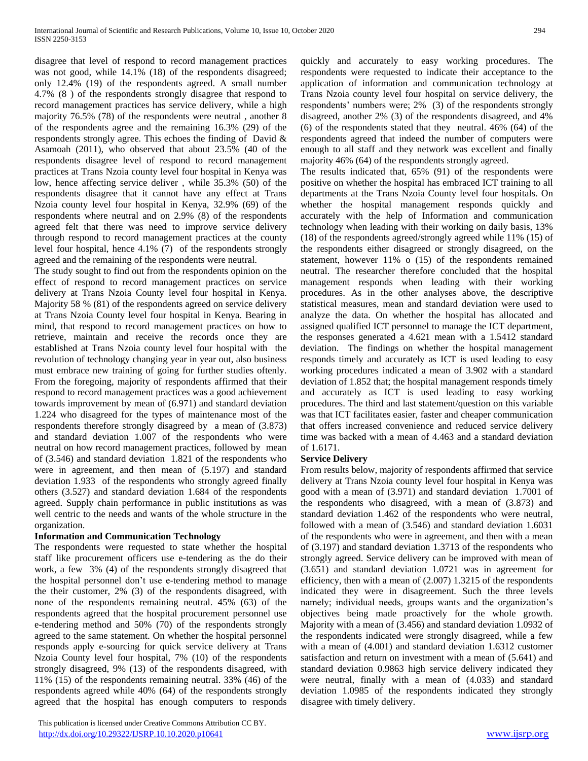disagree that level of respond to record management practices was not good, while 14.1% (18) of the respondents disagreed; only 12.4% (19) of the respondents agreed. A small number 4.7% (8 ) of the respondents strongly disagree that respond to record management practices has service delivery, while a high majority 76.5% (78) of the respondents were neutral , another 8 of the respondents agree and the remaining 16.3% (29) of the respondents strongly agree. This echoes the finding of David & Asamoah (2011), who observed that about 23.5% (40 of the respondents disagree level of respond to record management practices at Trans Nzoia county level four hospital in Kenya was low, hence affecting service deliver , while 35.3% (50) of the respondents disagree that it cannot have any effect at Trans Nzoia county level four hospital in Kenya, 32.9% (69) of the respondents where neutral and on 2.9% (8) of the respondents agreed felt that there was need to improve service delivery through respond to record management practices at the county level four hospital, hence 4.1% (7) of the respondents strongly agreed and the remaining of the respondents were neutral.

The study sought to find out from the respondents opinion on the effect of respond to record management practices on service delivery at Trans Nzoia County level four hospital in Kenya. Majority 58 % (81) of the respondents agreed on service delivery at Trans Nzoia County level four hospital in Kenya. Bearing in mind, that respond to record management practices on how to retrieve, maintain and receive the records once they are established at Trans Nzoia county level four hospital with the revolution of technology changing year in year out, also business must embrace new training of going for further studies oftenly. From the foregoing, majority of respondents affirmed that their respond to record management practices was a good achievement towards improvement by mean of (6.971) and standard deviation 1.224 who disagreed for the types of maintenance most of the respondents therefore strongly disagreed by a mean of (3.873) and standard deviation 1.007 of the respondents who were neutral on how record management practices, followed by mean of (3.546) and standard deviation 1.821 of the respondents who were in agreement, and then mean of (5.197) and standard deviation 1.933 of the respondents who strongly agreed finally others (3.527) and standard deviation 1.684 of the respondents agreed. Supply chain performance in public institutions as was well centric to the needs and wants of the whole structure in the organization.

**Information and Communication Technology**

The respondents were requested to state whether the hospital staff like procurement officers use e-tendering as the do their work, a few 3% (4) of the respondents strongly disagreed that the hospital personnel don't use e-tendering method to manage the their customer, 2% (3) of the respondents disagreed, with none of the respondents remaining neutral. 45% (63) of the respondents agreed that the hospital procurement personnel use e-tendering method and 50% (70) of the respondents strongly agreed to the same statement. On whether the hospital personnel responds apply e-sourcing for quick service delivery at Trans Nzoia County level four hospital, 7% (10) of the respondents strongly disagreed, 9% (13) of the respondents disagreed, with 11% (15) of the respondents remaining neutral. 33% (46) of the respondents agreed while 40% (64) of the respondents strongly agreed that the hospital has enough computers to responds quickly and accurately to easy working procedures. The respondents were requested to indicate their acceptance to the application of information and communication technology at Trans Nzoia county level four hospital on service delivery, the respondents' numbers were; 2% (3) of the respondents strongly disagreed, another 2% (3) of the respondents disagreed, and 4% (6) of the respondents stated that they neutral. 46% (64) of the respondents agreed that indeed the number of computers were enough to all staff and they network was excellent and finally majority 46% (64) of the respondents strongly agreed.

The results indicated that, 65% (91) of the respondents were positive on whether the hospital has embraced ICT training to all departments at the Trans Nzoia County level four hospitals. On whether the hospital management responds quickly and accurately with the help of Information and communication technology when leading with their working on daily basis, 13% (18) of the respondents agreed/strongly agreed while 11% (15) of the respondents either disagreed or strongly disagreed, on the statement, however 11% o (15) of the respondents remained neutral. The researcher therefore concluded that the hospital management responds when leading with their working procedures. As in the other analyses above, the descriptive statistical measures, mean and standard deviation were used to analyze the data. On whether the hospital has allocated and assigned qualified ICT personnel to manage the ICT department, the responses generated a 4.621 mean with a 1.5412 standard deviation. The findings on whether the hospital management responds timely and accurately as ICT is used leading to easy working procedures indicated a mean of 3.902 with a standard deviation of 1.852 that; the hospital management responds timely and accurately as ICT is used leading to easy working procedures. The third and last statement/question on this variable was that ICT facilitates easier, faster and cheaper communication that offers increased convenience and reduced service delivery time was backed with a mean of 4.463 and a standard deviation of 1.6171.

**Service Delivery**

From results below, majority of respondents affirmed that service delivery at Trans Nzoia county level four hospital in Kenya was good with a mean of (3.971) and standard deviation 1.7001 of the respondents who disagreed, with a mean of (3.873) and standard deviation 1.462 of the respondents who were neutral, followed with a mean of (3.546) and standard deviation 1.6031 of the respondents who were in agreement, and then with a mean of (3.197) and standard deviation 1.3713 of the respondents who strongly agreed. Service delivery can be improved with mean of (3.651) and standard deviation 1.0721 was in agreement for efficiency, then with a mean of (2.007) 1.3215 of the respondents indicated they were in disagreement. Such the three levels namely; individual needs, groups wants and the organization's objectives being made proactively for the whole growth. Majority with a mean of (3.456) and standard deviation 1.0932 of the respondents indicated were strongly disagreed, while a few with a mean of (4.001) and standard deviation 1.6312 customer satisfaction and return on investment with a mean of (5.641) and standard deviation 0.9863 high service delivery indicated they were neutral, finally with a mean of (4.033) and standard deviation 1.0985 of the respondents indicated they strongly disagree with timely delivery.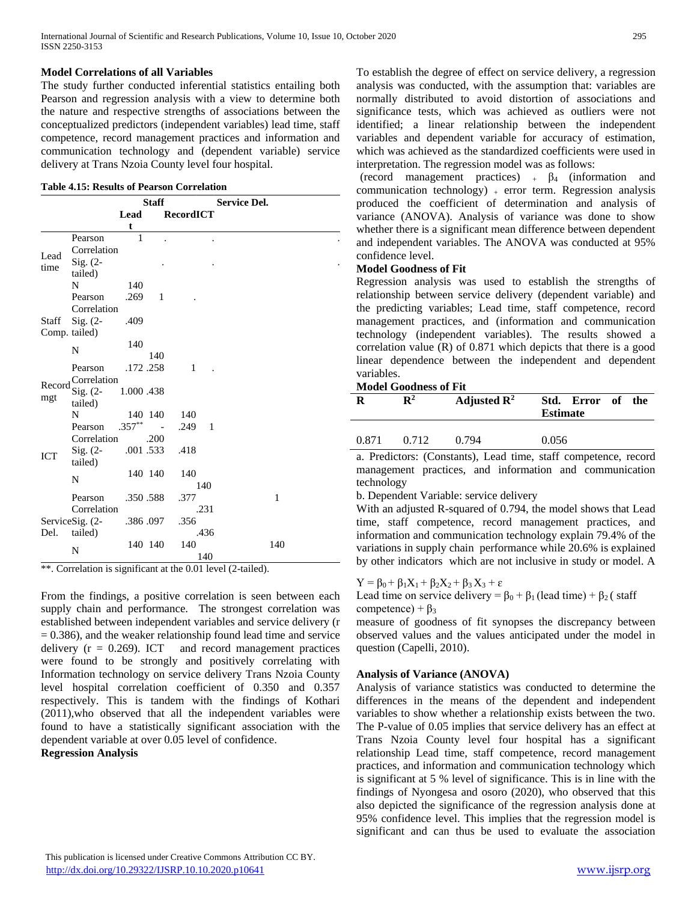### Model Correlations of all Variables

The study further conducted inferential statistics entailing both Pearson and regression analysis with a view to determine both the nature and respective strengths of associations between the conceptualized predictors (independent variables) lead time, staff competence, record management practices and information and communication technology and (dependent variable) service delivery at Trans Nzoia County level four hospital.

**Table 4.15: Results of Pearson Correlation**

| | | Lead t | Staff | Record | ICT | Service Del. |
|---|---|---|---|---|---|---|
| Lead time | Pearson Correlation | 1 | . | . | | . |
| | Sig. (2-tailed) | | . | . | | . |
| | N | 140 | | | | |
| Staff Comp. | Pearson Correlation | .269 | 1 | . | | |
| | Sig. (2-tailed) | .409 | | | | |
| | N | 140 | 140 | | | |
| Record mgt | Pearson Correlation | .172 | .258 | 1 | . | |
| | Sig. (2-tailed) | 1.000 | .438 | | | |
| | N | 140 | 140 | 140 | | |
| ICT | Pearson Correlation | .357** | -.200 | .249 | 1 | |
| | Sig. (2-tailed) | .001 | .533 | .418 | | |
| | N | 140 | 140 | 140 | 140 | |
| Service Del. | Pearson Correlation | .350 | .588 | .377 | .231 | 1 |
| | Sig. (2-tailed) | .386 | .097 | .356 | .436 | |
| | N | 140 | 140 | 140 | 140 | 140 |

**. Correlation is significant at the 0.01 level (2-tailed).

From the findings, a positive correlation is seen between each supply chain and performance. The strongest correlation was established between independent variables and service delivery (r = 0.386), and the weaker relationship found lead time and service delivery (r = 0.269). ICT and record management practices were found to be strongly and positively correlating with Information technology on service delivery Trans Nzoia County level hospital correlation coefficient of 0.350 and 0.357 respectively. This is tandem with the findings of Kothari (2011),who observed that all the independent variables were found to have a statistically significant association with the dependent variable at over 0.05 level of confidence.

### Regression Analysis

To establish the degree of effect on service delivery, a regression analysis was conducted, with the assumption that: variables are normally distributed to avoid distortion of associations and significance tests, which was achieved as outliers were not identified; a linear relationship between the independent variables and dependent variable for accuracy of estimation, which was achieved as the standardized coefficients were used in interpretation. The regression model was as follows:

$Y = \beta_0 + \beta_1 X_1 + \beta_2 X_2 + \beta_3 X_3 + \varepsilon$

Lead time on service delivery = $\beta_0 + \beta_1$ (lead time) + $\beta_2$ ( staff competence) + $\beta_3$ (record management practices) + $\beta_4$ (information and communication technology) + error term. Regression analysis produced the coefficient of determination and analysis of variance (ANOVA). Analysis of variance was done to show whether there is a significant mean difference between dependent and independent variables. The ANOVA was conducted at 95% confidence level.

### Model Goodness of Fit

Regression analysis was used to establish the strengths of relationship between service delivery (dependent variable) and the predicting variables; Lead time, staff competence, record management practices, and (information and communication technology (independent variables). The results showed a correlation value (R) of 0.871 which depicts that there is a good linear dependence between the independent and dependent variables.

**Model Goodness of Fit**

| R | $R^2$ | Adjusted $R^2$ | Std. Error of the Estimate |
|---|---|---|---|
| 0.871 | 0.712 | 0.794 | 0.056 |

a. Predictors: (Constants), Lead time, staff competence, record management practices, and information and communication technology

b. Dependent Variable: service delivery

With an adjusted R-squared of 0.794, the model shows that Lead time, staff competence, record management practices, and information and communication technology explain 79.4% of the variations in supply chain performance while 20.6% is explained by other indicators which are not inclusive in study or model. A measure of goodness of fit synopses the discrepancy between observed values and the values anticipated under the model in question (Capelli, 2010).

### Analysis of Variance (ANOVA)

Analysis of variance statistics was conducted to determine the differences in the means of the dependent and independent variables to show whether a relationship exists between the two. The P-value of 0.05 implies that service delivery has an effect at Trans Nzoia County level four hospital has a significant relationship Lead time, staff competence, record management practices, and information and communication technology which is significant at 5 % level of significance. This is in line with the findings of Nyongesa and osoro (2020), who observed that this also depicted the significance of the regression analysis done at 95% confidence level. This implies that the regression model is significant and can thus be used to evaluate the association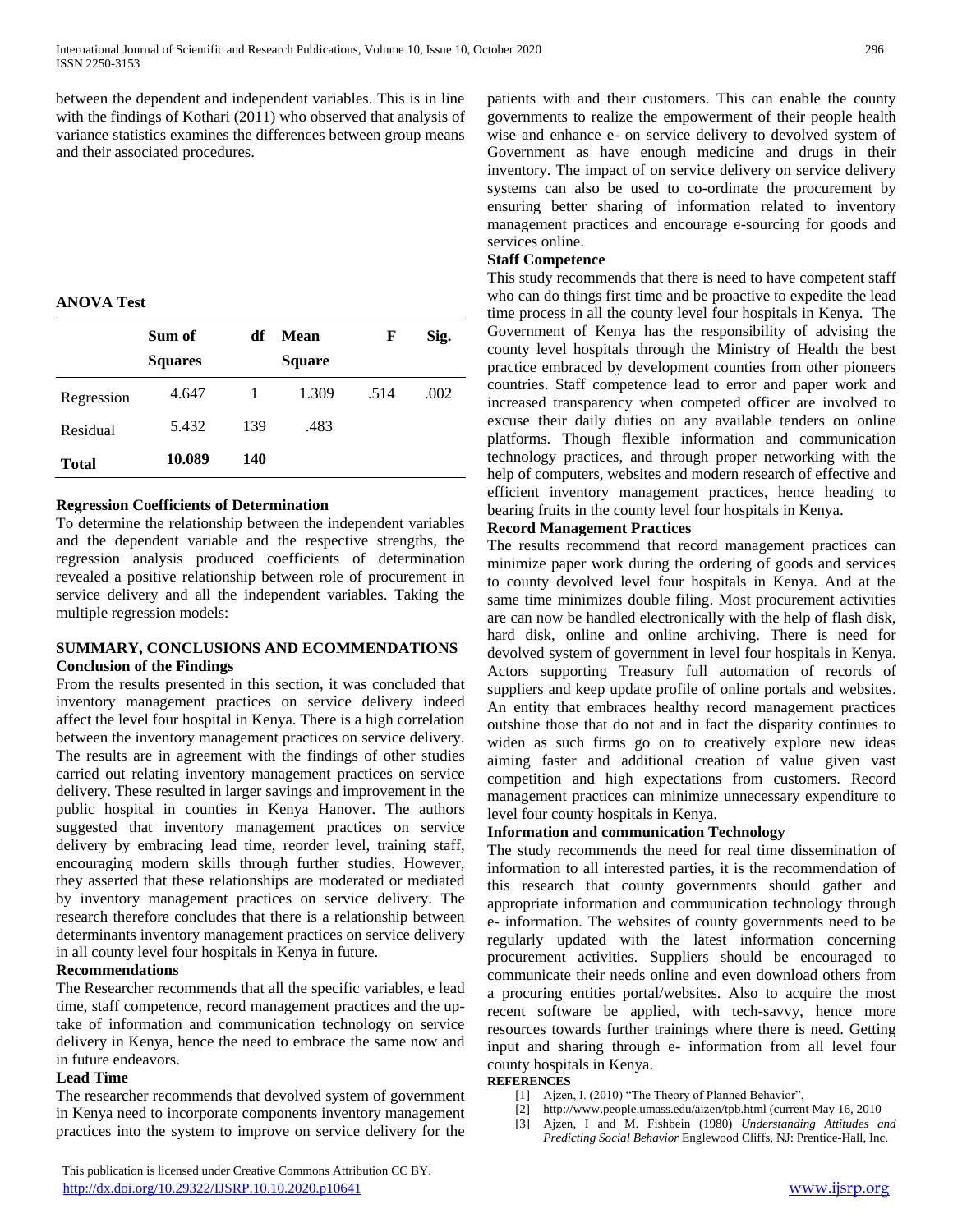between the dependent and independent variables. This is in line with the findings of Kothari (2011) who observed that analysis of variance statistics examines the differences between group means and their associated procedures.

**ANOVA Test**

| | Sum of Squares | df | Mean Square | F | Sig. |
|---|---|---|---|---|---|
| Regression | 4.647 | 1 | 1.309 | .514 | .002 |
| Residual | 5.432 | 139 | .483 | | |
| **Total** | **10.089** | **140** | | | |

**Regression Coefficients of Determination**

To determine the relationship between the independent variables and the dependent variable and the respective strengths, the regression analysis produced coefficients of determination revealed a positive relationship between role of procurement in service delivery and all the independent variables. Taking the multiple regression models:

## SUMMARY, CONCLUSIONS AND ECOMMENDATIONS

**Conclusion of the Findings**

From the results presented in this section, it was concluded that inventory management practices on service delivery indeed affect the level four hospital in Kenya. There is a high correlation between the inventory management practices on service delivery. The results are in agreement with the findings of other studies carried out relating inventory management practices on service delivery. These resulted in larger savings and improvement in the public hospital in counties in Kenya Hanover. The authors suggested that inventory management practices on service delivery by embracing lead time, reorder level, training staff, encouraging modern skills through further studies. However, they asserted that these relationships are moderated or mediated by inventory management practices on service delivery. The research therefore concludes that there is a relationship between determinants inventory management practices on service delivery in all county level four hospitals in Kenya in future.

**Recommendations**

The Researcher recommends that all the specific variables, e lead time, staff competence, record management practices and the up-take of information and communication technology on service delivery in Kenya, hence the need to embrace the same now and in future endeavors.

**Lead Time**

The researcher recommends that devolved system of government in Kenya need to incorporate components inventory management practices into the system to improve on service delivery for the patients with and their customers. This can enable the county governments to realize the empowerment of their people health wise and enhance e- on service delivery to devolved system of Government as have enough medicine and drugs in their inventory. The impact of on service delivery on service delivery systems can also be used to co-ordinate the procurement by ensuring better sharing of information related to inventory management practices and encourage e-sourcing for goods and services online.

**Staff Competence**

This study recommends that there is need to have competent staff who can do things first time and be proactive to expedite the lead time process in all the county level four hospitals in Kenya. The Government of Kenya has the responsibility of advising the county level hospitals through the Ministry of Health the best practice embraced by development counties from other pioneers countries. Staff competence lead to error and paper work and increased transparency when competed officer are involved to excuse their daily duties on any available tenders on online platforms. Though flexible information and communication technology practices, and through proper networking with the help of computers, websites and modern research of effective and efficient inventory management practices, hence heading to bearing fruits in the county level four hospitals in Kenya.

**Record Management Practices**

The results recommend that record management practices can minimize paper work during the ordering of goods and services to county devolved level four hospitals in Kenya. And at the same time minimizes double filing. Most procurement activities are can now be handled electronically with the help of flash disk, hard disk, online and online archiving. There is need for devolved system of government in level four hospitals in Kenya. Actors supporting Treasury full automation of records of suppliers and keep update profile of online portals and websites. An entity that embraces healthy record management practices outshine those that do not and in fact the disparity continues to widen as such firms go on to creatively explore new ideas aiming faster and additional creation of value given vast competition and high expectations from customers. Record management practices can minimize unnecessary expenditure to level four county hospitals in Kenya.

**Information and communication Technology**

The study recommends the need for real time dissemination of information to all interested parties, it is the recommendation of this research that county governments should gather and appropriate information and communication technology through e- information. The websites of county governments need to be regularly updated with the latest information concerning procurement activities. Suppliers should be encouraged to communicate their needs online and even download others from a procuring entities portal/websites. Also to acquire the most recent software be applied, with tech-savvy, hence more resources towards further trainings where there is need. Getting input and sharing through e- information from all level four county hospitals in Kenya.

**REFERENCES**

[1] Ajzen, I. (2010) "The Theory of Planned Behavior",

[2] http://www.people.umass.edu/aizen/tpb.html (current May 16, 2010

[3] Ajzen, I and M. Fishbein (1980) *Understanding Attitudes and Predicting Social Behavior* Englewood Cliffs, NJ: Prentice-Hall, Inc.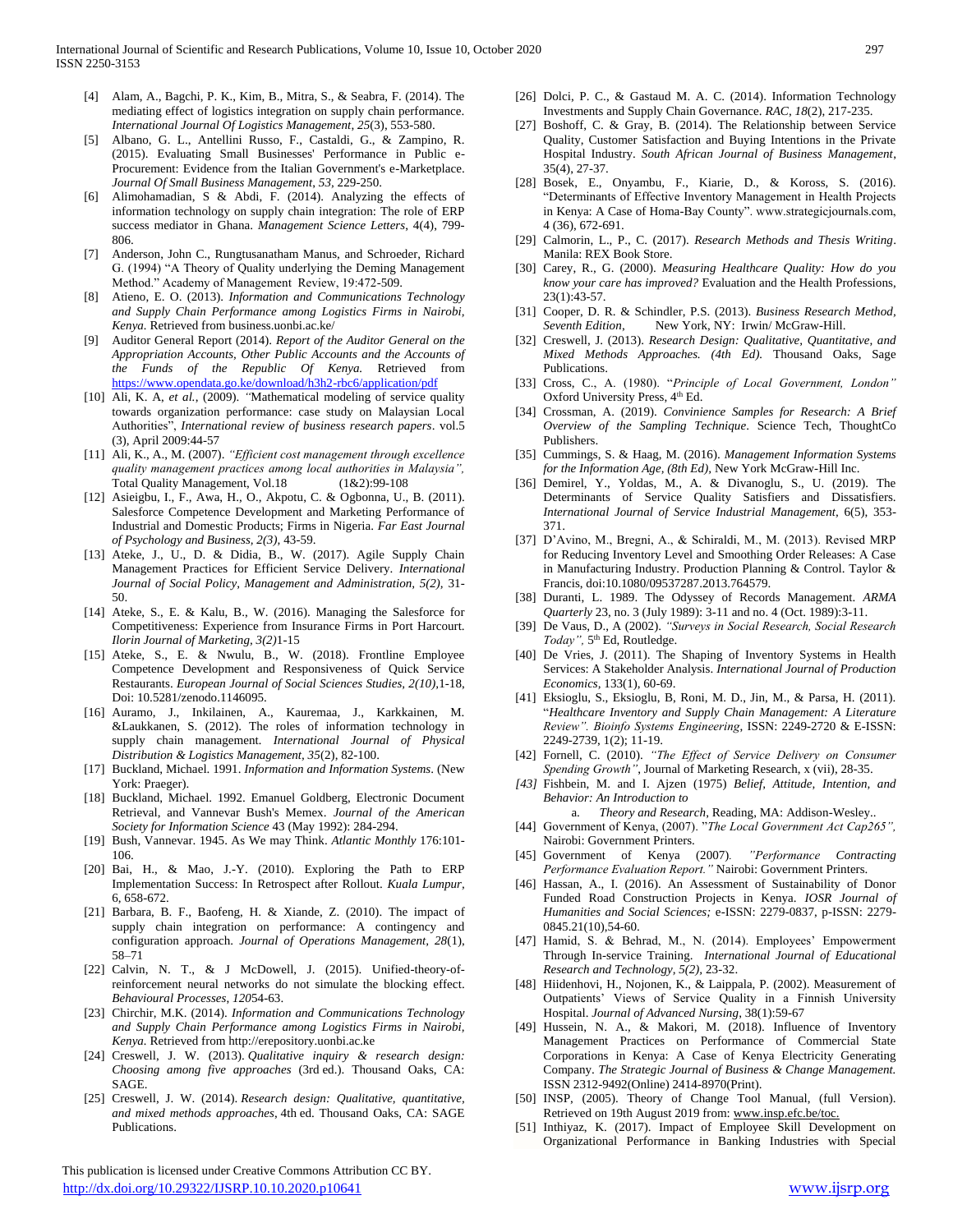[4] Alam, A., Bagchi, P. K., Kim, B., Mitra, S., & Seabra, F. (2014). The mediating effect of logistics integration on supply chain performance. *International Journal Of Logistics Management, 25*(3), 553-580.

[5] Albano, G. L., Antellini Russo, F., Castaldi, G., & Zampino, R. (2015). Evaluating Small Businesses' Performance in Public e-Procurement: Evidence from the Italian Government's e-Marketplace. *Journal Of Small Business Management, 53,* 229-250.

[6] Alimohamadian, S & Abdi, F. (2014). Analyzing the effects of information technology on supply chain integration: The role of ERP success mediator in Ghana. *Management Science Letters*, 4(4), 799-806.

[7] Anderson, John C., Rungtusanatham Manus, and Schroeder, Richard G. (1994) "A Theory of Quality underlying the Deming Management Method." Academy of Management Review, 19:472-509.

[8] Atieno, E. O. (2013). *Information and Communications Technology and Supply Chain Performance among Logistics Firms in Nairobi, Kenya.* Retrieved from business.uonbi.ac.ke/

[9] Auditor General Report (2014). *Report of the Auditor General on the Appropriation Accounts, Other Public Accounts and the Accounts of the Funds of the Republic Of Kenya.* Retrieved from https://www.opendata.go.ke/download/h3h2-rbc6/application/pdf

[10] Ali, K. A, *et al.,* (2009). *"*Mathematical modeling of service quality towards organization performance: case study on Malaysian Local Authorities", *International review of business research papers*. vol.5 (3), April 2009:44-57

[11] Ali, K., A., M. (2007). *"Efficient cost management through excellence quality management practices among local authorities in Malaysia",* Total Quality Management, Vol.18 (1&2):99-108

[12] Asieigbu, I., F., Awa, H., O., Akpotu, C. & Ogbonna, U., B. (2011). Salesforce Competence Development and Marketing Performance of Industrial and Domestic Products; Firms in Nigeria. *Far East Journal of Psychology and Business, 2(3),* 43-59.

[13] Ateke, J., U., D. & Didia, B., W. (2017). Agile Supply Chain Management Practices for Efficient Service Delivery. *International Journal of Social Policy, Management and Administration, 5(2),* 31-50.

[14] Ateke, S., E. & Kalu, B., W. (2016). Managing the Salesforce for Competitiveness: Experience from Insurance Firms in Port Harcourt. *Ilorin Journal of Marketing, 3(2)*1-15

[15] Ateke, S., E. & Nwulu, B., W. (2018). Frontline Employee Competence Development and Responsiveness of Quick Service Restaurants. *European Journal of Social Sciences Studies, 2(10),*1-18, Doi: 10.5281/zenodo.1146095.

[16] Auramo, J., Inkilainen, A., Kauremaa, J., Karkkainen, M. &Laukkanen, S. (2012). The roles of information technology in supply chain management. *International Journal of Physical Distribution & Logistics Management, 35*(2), 82-100.

[17] Buckland, Michael. 1991. *Information and Information Systems*. (New York: Praeger).

[18] Buckland, Michael. 1992. Emanuel Goldberg, Electronic Document Retrieval, and Vannevar Bush's Memex. *Journal of the American Society for Information Science* 43 (May 1992): 284-294.

[19] Bush, Vannevar. 1945. As We may Think. *Atlantic Monthly* 176:101-106.

[20] Bai, H., & Mao, J.-Y. (2010). Exploring the Path to ERP Implementation Success: In Retrospect after Rollout. *Kuala Lumpur,* 6, 658-672.

[21] Barbara, B. F., Baofeng, H. & Xiande, Z. (2010). The impact of supply chain integration on performance: A contingency and configuration approach. *Journal of Operations Management, 28*(1), 58–71

[22] Calvin, N. T., & J McDowell, J. (2015). Unified-theory-of-reinforcement neural networks do not simulate the blocking effect. *Behavioural Processes, 120*54-63.

[23] Chirchir, M.K. (2014). *Information and Communications Technology and Supply Chain Performance among Logistics Firms in Nairobi, Kenya.* Retrieved from http://erepository.uonbi.ac.ke

[24] Creswell, J. W. (2013). *Qualitative inquiry & research design: Choosing among five approaches* (3rd ed.). Thousand Oaks, CA: SAGE.

[25] Creswell, J. W. (2014). *Research design: Qualitative, quantitative, and mixed methods approaches*, 4th ed. Thousand Oaks, CA: SAGE Publications.

[26] Dolci, P. C., & Gastaud M. A. C. (2014). Information Technology Investments and Supply Chain Governance. *RAC, 18*(2), 217-235.

[27] Boshoff, C. & Gray, B. (2014). The Relationship between Service Quality, Customer Satisfaction and Buying Intentions in the Private Hospital Industry. *South African Journal of Business Management*, 35(4), 27-37.

[28] Bosek, E., Onyambu, F., Kiarie, D., & Koross, S. (2016). "Determinants of Effective Inventory Management in Health Projects in Kenya: A Case of Homa-Bay County". www.strategicjournals.com, 4 (36), 672-691.

[29] Calmorin, L., P., C. (2017). *Research Methods and Thesis Writing*. Manila: REX Book Store.

[30] Carey, R., G. (2000). *Measuring Healthcare Quality: How do you know your care has improved?* Evaluation and the Health Professions, 23(1):43-57.

[31] Cooper, D. R. & Schindler, P.S. (2013). *Business Research Method, Seventh Edition*, New York, NY: Irwin/ McGraw-Hill.

[32] Creswell, J. (2013). *Research Design: Qualitative, Quantitative, and Mixed Methods Approaches. (4th Ed).* Thousand Oaks, Sage Publications.

[33] Cross, C., A. (1980). "*Principle of Local Government, London"* Oxford University Press, 4th Ed.

[34] Crossman, A. (2019). *Convinience Samples for Research: A Brief Overview of the Sampling Technique*. Science Tech, ThoughtCo Publishers.

[35] Cummings, S. & Haag, M. (2016). *Management Information Systems for the Information Age, (8th Ed)*, New York McGraw-Hill Inc.

[36] Demirel, Y., Yoldas, M., A. & Divanoglu, S., U. (2019). The Determinants of Service Quality Satisfiers and Dissatisfiers. *International Journal of Service Industrial Management*, 6(5), 353-371.

[37] D'Avino, M., Bregni, A., & Schiraldi, M., M. (2013). Revised MRP for Reducing Inventory Level and Smoothing Order Releases: A Case in Manufacturing Industry. Production Planning & Control. Taylor & Francis, doi:10.1080/09537287.2013.764579.

[38] Duranti, L. 1989. The Odyssey of Records Management. *ARMA Quarterly* 23, no. 3 (July 1989): 3-11 and no. 4 (Oct. 1989):3-11.

[39] De Vaus, D., A (2002). *"Surveys in Social Research, Social Research Today",* 5th Ed, Routledge.

[40] De Vries, J. (2011). The Shaping of Inventory Systems in Health Services: A Stakeholder Analysis. *International Journal of Production Economics*, 133(1), 60-69.

[41] Eksioglu, S., Eksioglu, B, Roni, M. D., Jin, M., & Parsa, H. (2011). "*Healthcare Inventory and Supply Chain Management: A Literature Review". Bioinfo Systems Engineering*, ISSN: 2249-2720 & E-ISSN: 2249-2739, 1(2); 11-19.

[42] Fornell, C. (2010). *"The Effect of Service Delivery on Consumer Spending Growth"*, Journal of Marketing Research, x (vii), 28-35.

*[43]* Fishbein, M. and I. Ajzen (1975) *Belief, Attitude, Intention, and Behavior: An Introduction to*

a. *Theory and Research*, Reading, MA: Addison-Wesley..

[44] Government of Kenya, (2007). "*The Local Government Act Cap265",* Nairobi: Government Printers.

[45] Government of Kenya (2007)*. "Performance Contracting Performance Evaluation Report."* Nairobi: Government Printers.

[46] Hassan, A., I. (2016). An Assessment of Sustainability of Donor Funded Road Construction Projects in Kenya. *IOSR Journal of Humanities and Social Sciences;* e-ISSN: 2279-0837, p-ISSN: 2279-0845.21(10),54-60.

[47] Hamid, S. & Behrad, M., N. (2014). Employees' Empowerment Through In-service Training. *International Journal of Educational Research and Technology, 5(2)*, 23-32.

[48] Hiidenhovi, H., Nojonen, K., & Laippala, P. (2002). Measurement of Outpatients' Views of Service Quality in a Finnish University Hospital. *Journal of Advanced Nursing*, 38(1):59-67

[49] Hussein, N. A., & Makori, M. (2018). Influence of Inventory Management Practices on Performance of Commercial State Corporations in Kenya: A Case of Kenya Electricity Generating Company. *The Strategic Journal of Business & Change Management.* ISSN 2312-9492(Online) 2414-8970(Print).

[50] INSP, (2005). Theory of Change Tool Manual, (full Version). Retrieved on 19th August 2019 from: www.insp.efc.be/toc.

[51] Inthiyaz, K. (2017). Impact of Employee Skill Development on Organizational Performance in Banking Industries with Special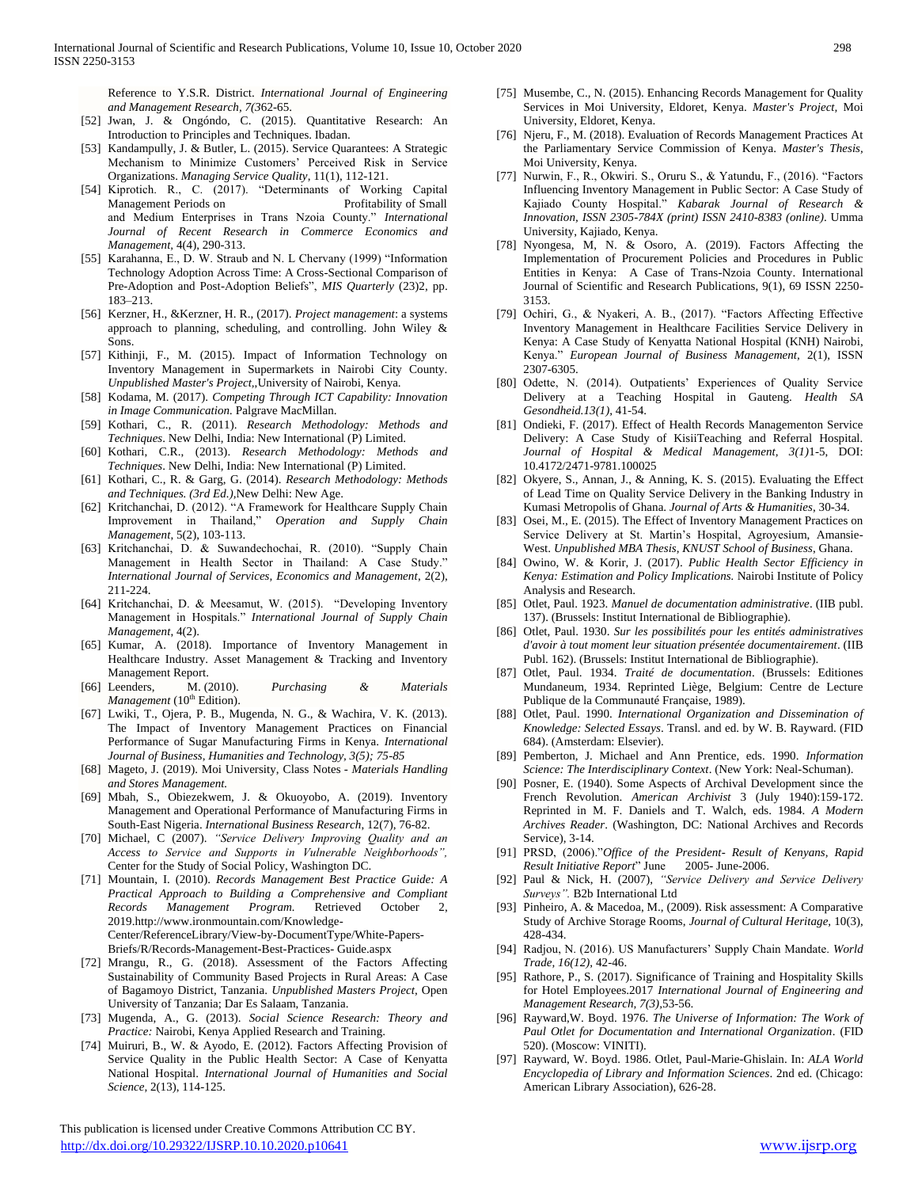Reference to Y.S.R. District. *International Journal of Engineering and Management Research, 7(3*62-65.

[52] Jwan, J. & Ongóndo, C. (2015). Quantitative Research: An Introduction to Principles and Techniques. Ibadan.

[53] Kandampully, J. & Butler, L. (2015). Service Quarantees: A Strategic Mechanism to Minimize Customers' Perceived Risk in Service Organizations. *Managing Service Quality*, 11(1), 112-121.

[54] Kiprotich. R., C. (2017). "Determinants of Working Capital Management Periods on Profitability of Small and Medium Enterprises in Trans Nzoia County." *International Journal of Recent Research in Commerce Economics and Management*, 4(4), 290-313.

[55] Karahanna, E., D. W. Straub and N. L Chervany (1999) "Information Technology Adoption Across Time: A Cross-Sectional Comparison of Pre-Adoption and Post-Adoption Beliefs", *MIS Quarterly* (23)2, pp. 183–213.

[56] Kerzner, H., &Kerzner, H. R., (2017). *Project management*: a systems approach to planning, scheduling, and controlling. John Wiley & Sons.

[57] Kithinji, F., M. (2015). Impact of Information Technology on Inventory Management in Supermarkets in Nairobi City County. *Unpublished Master's Project,*,University of Nairobi, Kenya.

[58] Kodama, M. (2017). *Competing Through ICT Capability: Innovation in Image Communication.* Palgrave MacMillan.

[59] Kothari, C., R. (2011). *Research Methodology: Methods and Techniques*. New Delhi, India: New International (P) Limited.

[60] Kothari, C.R., (2013). *Research Methodology: Methods and Techniques*. New Delhi, India: New International (P) Limited.

[61] Kothari, C., R. & Garg, G. (2014). *Research Methodology: Methods and Techniques. (3rd Ed.),*New Delhi: New Age.

[62] Kritchanchai, D. (2012). "A Framework for Healthcare Supply Chain Improvement in Thailand," *Operation and Supply Chain Management,* 5(2), 103-113.

[63] Kritchanchai, D. & Suwandechochai, R. (2010). "Supply Chain Management in Health Sector in Thailand: A Case Study." *International Journal of Services, Economics and Management*, 2(2), 211-224.

[64] Kritchanchai, D. & Meesamut, W. (2015). "Developing Inventory Management in Hospitals." *International Journal of Supply Chain Management*, 4(2).

[65] Kumar, A. (2018). Importance of Inventory Management in Healthcare Industry. Asset Management & Tracking and Inventory Management Report.

[66] Leenders, M. (2010). *Purchasing & Materials Management* (10th Edition).

[67] Lwiki, T., Ojera, P. B., Mugenda, N. G., & Wachira, V. K. (2013). The Impact of Inventory Management Practices on Financial Performance of Sugar Manufacturing Firms in Kenya. *International Journal of Business, Humanities and Technology, 3(5); 75-85*

[68] Mageto, J. (2019). Moi University, Class Notes - *Materials Handling and Stores Management.*

[69] Mbah, S., Obiezekwem, J. & Okuoyobo, A. (2019). Inventory Management and Operational Performance of Manufacturing Firms in South-East Nigeria. *International Business Research*, 12(7), 76-82.

[70] Michael, C (2007). *"Service Delivery Improving Quality and an Access to Service and Supports in Vulnerable Neighborhoods",* Center for the Study of Social Policy, Washington DC.

[71] Mountain, I. (2010). *Records Management Best Practice Guide: A Practical Approach to Building a Comprehensive and Compliant Records Management Program.* Retrieved October 2, 2019.http://www.ironmountain.com/Knowledge-Center/ReferenceLibrary/View-by-DocumentType/White-Papers-Briefs/R/Records-Management-Best-Practices- Guide.aspx

[72] Mrangu, R., G. (2018). Assessment of the Factors Affecting Sustainability of Community Based Projects in Rural Areas: A Case of Bagamoyo District, Tanzania. *Unpublished Masters Project*, Open University of Tanzania; Dar Es Salaam, Tanzania.

[73] Mugenda, A., G. (2013). *Social Science Research: Theory and Practice:* Nairobi, Kenya Applied Research and Training.

[74] Muiruri, B., W. & Ayodo, E. (2012). Factors Affecting Provision of Service Quality in the Public Health Sector: A Case of Kenyatta National Hospital. *International Journal of Humanities and Social Science,* 2(13), 114-125.

[75] Musembe, C., N. (2015). Enhancing Records Management for Quality Services in Moi University, Eldoret, Kenya. *Master's Project,* Moi University, Eldoret, Kenya.

[76] Njeru, F., M. (2018). Evaluation of Records Management Practices At the Parliamentary Service Commission of Kenya. *Master's Thesis,* Moi University, Kenya.

[77] Nurwin, F., R., Okwiri. S., Oruru S., & Yatundu, F., (2016). "Factors Influencing Inventory Management in Public Sector: A Case Study of Kajiado County Hospital." *Kabarak Journal of Research & Innovation, ISSN 2305-784X (print) ISSN 2410-8383 (online)*. Umma University, Kajiado, Kenya.

[78] Nyongesa, M, N. & Osoro, A. (2019). Factors Affecting the Implementation of Procurement Policies and Procedures in Public Entities in Kenya: A Case of Trans-Nzoia County. International Journal of Scientific and Research Publications, 9(1), 69 ISSN 2250-3153.

[79] Ochiri, G., & Nyakeri, A. B., (2017). "Factors Affecting Effective Inventory Management in Healthcare Facilities Service Delivery in Kenya: A Case Study of Kenyatta National Hospital (KNH) Nairobi, Kenya." *European Journal of Business Management,* 2(1), ISSN 2307-6305.

[80] Odette, N. (2014). Outpatients' Experiences of Quality Service Delivery at a Teaching Hospital in Gauteng. *Health SA Gesondheid.13(1),* 41-54.

[81] Ondieki, F. (2017). Effect of Health Records Managementon Service Delivery: A Case Study of KisiiTeaching and Referral Hospital. *Journal of Hospital & Medical Management, 3(1)*1-5, DOI: 10.4172/2471-9781.100025

[82] Okyere, S., Annan, J., & Anning, K. S. (2015). Evaluating the Effect of Lead Time on Quality Service Delivery in the Banking Industry in Kumasi Metropolis of Ghana. *Journal of Arts & Humanities*, 30-34.

[83] Osei, M., E. (2015). The Effect of Inventory Management Practices on Service Delivery at St. Martin's Hospital, Agroyesium, Amansie-West. *Unpublished MBA Thesis, KNUST School of Business*, Ghana.

[84] Owino, W. & Korir, J. (2017). *Public Health Sector Efficiency in Kenya: Estimation and Policy Implications.* Nairobi Institute of Policy Analysis and Research.

[85] Otlet, Paul. 1923. *Manuel de documentation administrative*. (IIB publ. 137). (Brussels: Institut International de Bibliographie).

[86] Otlet, Paul. 1930. *Sur les possibilités pour les entités administratives d'avoir à tout moment leur situation présentée documentairement*. (IIB Publ. 162). (Brussels: Institut International de Bibliographie).

[87] Otlet, Paul. 1934. *Traité de documentation*. (Brussels: Editiones Mundaneum, 1934. Reprinted Liège, Belgium: Centre de Lecture Publique de la Communauté Française, 1989).

[88] Otlet, Paul. 1990. *International Organization and Dissemination of Knowledge: Selected Essays*. Transl. and ed. by W. B. Rayward. (FID 684). (Amsterdam: Elsevier).

[89] Pemberton, J. Michael and Ann Prentice, eds. 1990. *Information Science: The Interdisciplinary Context*. (New York: Neal-Schuman).

[90] Posner, E. (1940). Some Aspects of Archival Development since the French Revolution. *American Archivist* 3 (July 1940):159-172. Reprinted in M. F. Daniels and T. Walch, eds. 1984. *A Modern Archives Reader*. (Washington, DC: National Archives and Records Service), 3-14.

[91] PRSD, (2006)."*Office of the President- Result of Kenyans, Rapid Result Initiative Report*" June 2005- June-2006.

[92] Paul & Nick, H. (2007), *"Service Delivery and Service Delivery Surveys".* B2b International Ltd

[93] Pinheiro, A. & Macedoa, M., (2009). Risk assessment: A Comparative Study of Archive Storage Rooms, *Journal of Cultural Heritage,* 10(3), 428-434.

[94] Radjou, N. (2016). US Manufacturers' Supply Chain Mandate. *World Trade, 16(12),* 42-46.

[95] Rathore, P., S. (2017). Significance of Training and Hospitality Skills for Hotel Employees.2017 *International Journal of Engineering and Management Research, 7(3),*53-56.

[96] Rayward,W. Boyd. 1976. *The Universe of Information: The Work of Paul Otlet for Documentation and International Organization*. (FID 520). (Moscow: VINITI).

[97] Rayward, W. Boyd. 1986. Otlet, Paul-Marie-Ghislain. In: *ALA World Encyclopedia of Library and Information Sciences*. 2nd ed. (Chicago: American Library Association), 626-28.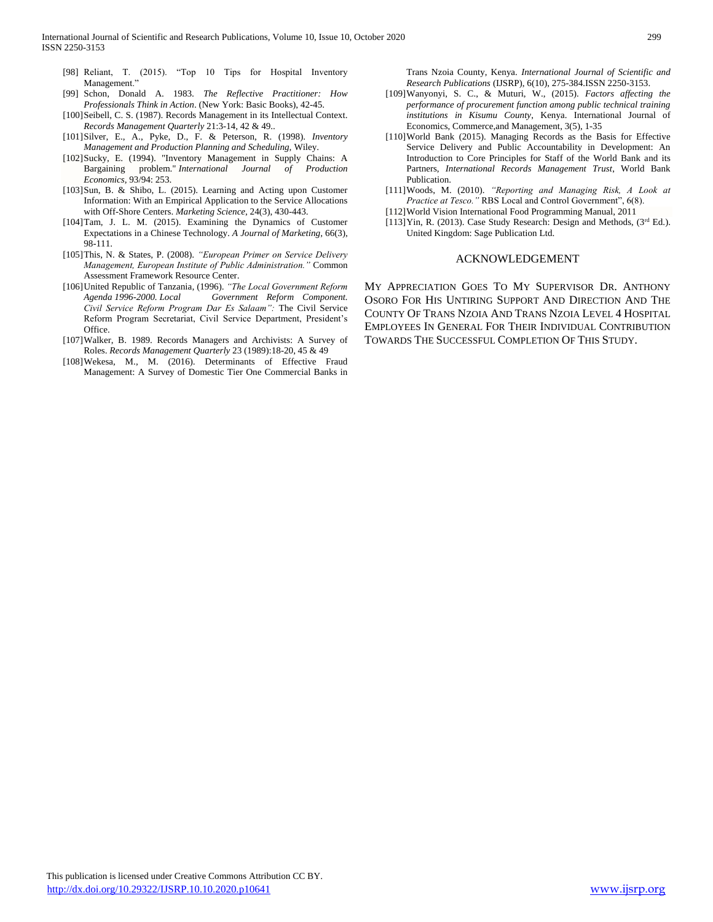[98] Reliant, T. (2015). "Top 10 Tips for Hospital Inventory Management."

[99] Schon, Donald A. 1983. *The Reflective Practitioner: How Professionals Think in Action*. (New York: Basic Books), 42-45.

[100] Seibell, C. S. (1987). Records Management in its Intellectual Context. *Records Management Quarterly* 21:3-14, 42 & 49..

[101] Silver, E., A., Pyke, D., F. & Peterson, R. (1998). *Inventory Management and Production Planning and Scheduling*, Wiley.

[102] Sucky, E. (1994). "Inventory Management in Supply Chains: A Bargaining problem." *International Journal of Production Economics*, 93/94: 253.

[103] Sun, B. & Shibo, L. (2015). Learning and Acting upon Customer Information: With an Empirical Application to the Service Allocations with Off-Shore Centers. *Marketing Science*, 24(3), 430-443.

[104] Tam, J. L. M. (2015). Examining the Dynamics of Customer Expectations in a Chinese Technology. *A Journal of Marketing*, 66(3), 98-111.

[105] This, N. & States, P. (2008). *"European Primer on Service Delivery Management, European Institute of Public Administration."* Common Assessment Framework Resource Center.

[106] United Republic of Tanzania, (1996). *"The Local Government Reform Agenda 1996-2000. Local Government Reform Component. Civil Service Reform Program Dar Es Salaam":* The Civil Service Reform Program Secretariat, Civil Service Department, President's Office.

[107] Walker, B. 1989. Records Managers and Archivists: A Survey of Roles. *Records Management Quarterly* 23 (1989):18-20, 45 & 49

[108] Wekesa, M., M. (2016). Determinants of Effective Fraud Management: A Survey of Domestic Tier One Commercial Banks in Trans Nzoia County, Kenya. *International Journal of Scientific and Research Publications* (IJSRP), 6(10), 275-384.ISSN 2250-3153.

[109] Wanyonyi, S. C., & Muturi, W., (2015). *Factors affecting the performance of procurement function among public technical training institutions in Kisumu County*, Kenya. International Journal of Economics, Commerce,and Management, 3(5), 1-35

[110] World Bank (2015). Managing Records as the Basis for Effective Service Delivery and Public Accountability in Development: An Introduction to Core Principles for Staff of the World Bank and its Partners, *International Records Management Trust*, World Bank Publication.

[111] Woods, M. (2010). *"Reporting and Managing Risk, A Look at Practice at Tesco."* RBS Local and Control Government", 6(8).

[112] World Vision International Food Programming Manual, 2011

[113] Yin, R. (2013). Case Study Research: Design and Methods, (3rd Ed.). United Kingdom: Sage Publication Ltd.

## ACKNOWLEDGEMENT

My Appreciation Goes To My Supervisor Dr. Anthony Osoro For His Untiring Support And Direction And The County Of Trans Nzoia And Trans Nzoia Level 4 Hospital Employees In General For Their Individual Contribution Towards The Successful Completion Of This Study.